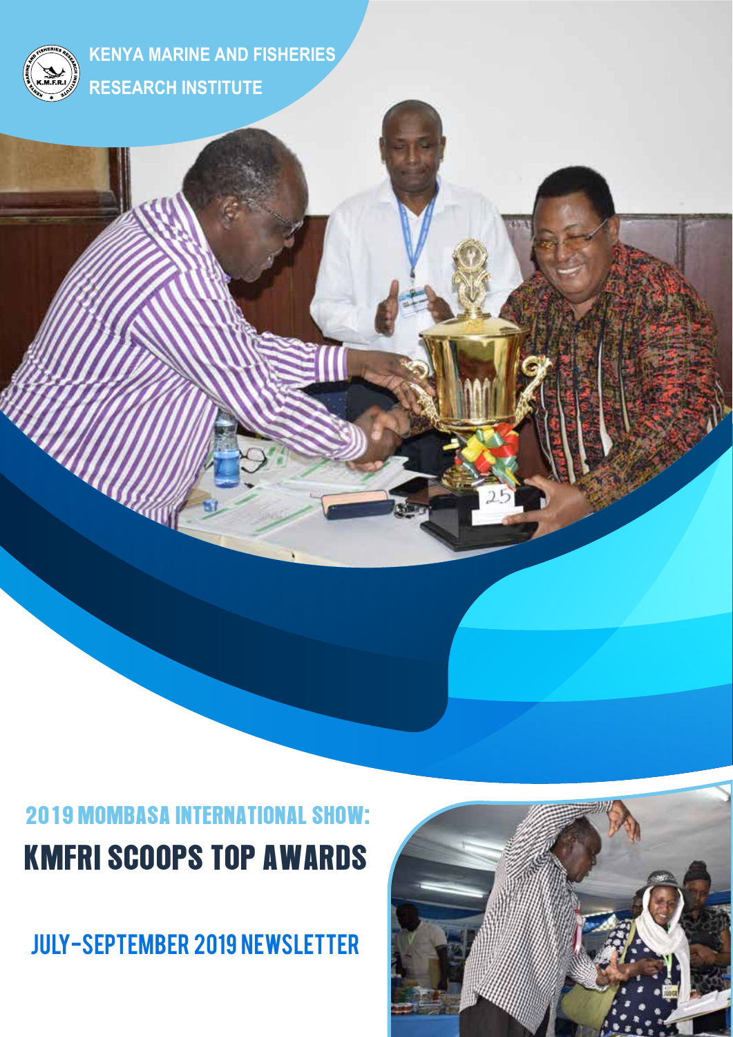KENYA MARINE AND FISHERIES RESEARCH INSTITUTE

# 2019 MOMBASA INTERNATIONAL SHOW:

# KMFRI SCOOPS TOP AWARDS

## JULY-SEPTEMBER 2019 NEWSLETTER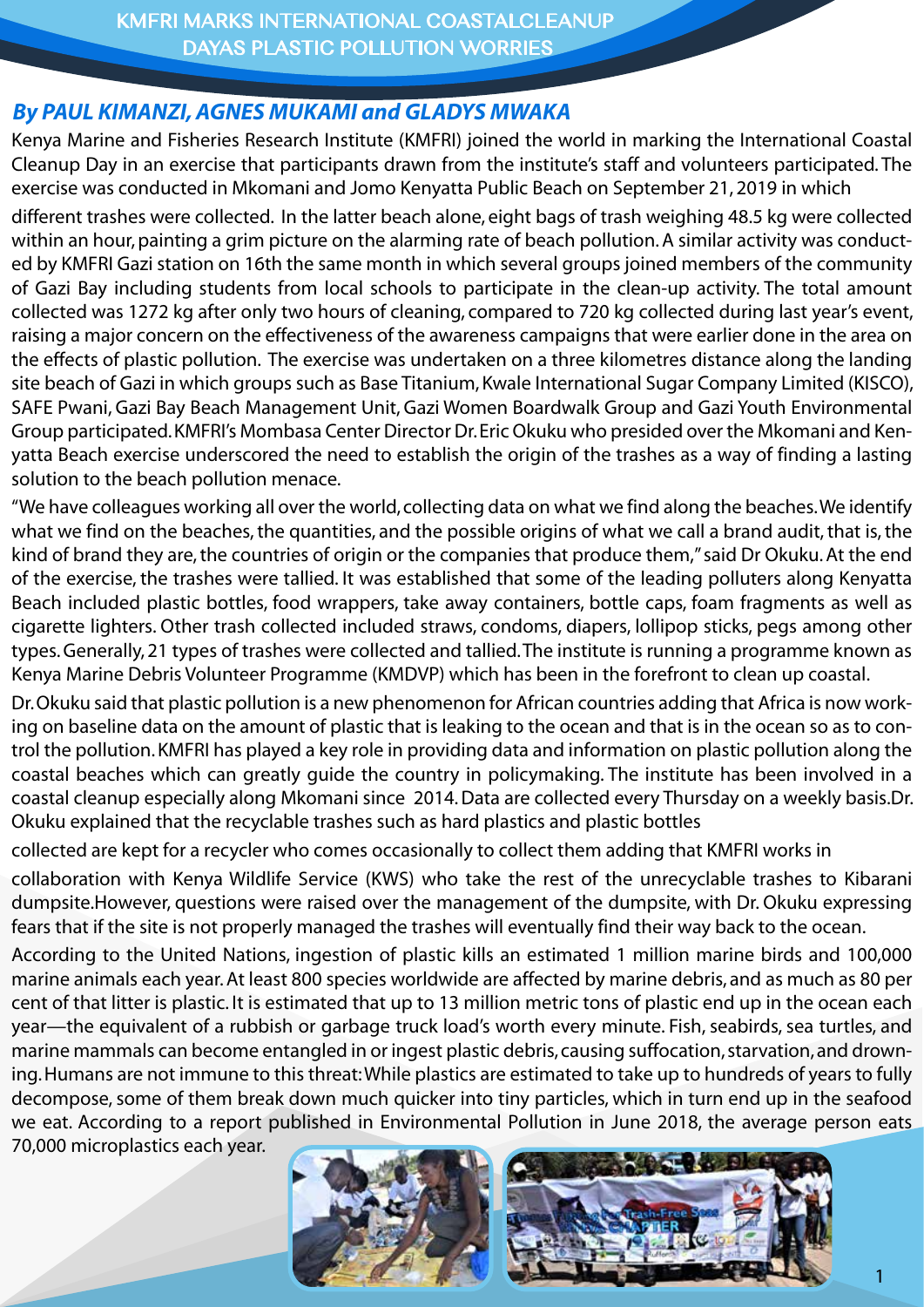# KMFRI MARKS INTERNATIONAL COASTALCLEANUP DAYAS PLASTIC POLLUTION WORRIES

***By PAUL KIMANZI, AGNES MUKAMI and GLADYS MWAKA***

Kenya Marine and Fisheries Research Institute (KMFRI) joined the world in marking the International Coastal Cleanup Day in an exercise that participants drawn from the institute's staff and volunteers participated. The exercise was conducted in Mkomani and Jomo Kenyatta Public Beach on September 21, 2019 in which

different trashes were collected. In the latter beach alone, eight bags of trash weighing 48.5 kg were collected within an hour, painting a grim picture on the alarming rate of beach pollution. A similar activity was conducted by KMFRI Gazi station on 16th the same month in which several groups joined members of the community of Gazi Bay including students from local schools to participate in the clean-up activity. The total amount collected was 1272 kg after only two hours of cleaning, compared to 720 kg collected during last year's event, raising a major concern on the effectiveness of the awareness campaigns that were earlier done in the area on the effects of plastic pollution. The exercise was undertaken on a three kilometres distance along the landing site beach of Gazi in which groups such as Base Titanium, Kwale International Sugar Company Limited (KISCO), SAFE Pwani, Gazi Bay Beach Management Unit, Gazi Women Boardwalk Group and Gazi Youth Environmental Group participated. KMFRI's Mombasa Center Director Dr. Eric Okuku who presided over the Mkomani and Kenyatta Beach exercise underscored the need to establish the origin of the trashes as a way of finding a lasting solution to the beach pollution menace.

"We have colleagues working all over the world, collecting data on what we find along the beaches. We identify what we find on the beaches, the quantities, and the possible origins of what we call a brand audit, that is, the kind of brand they are, the countries of origin or the companies that produce them," said Dr Okuku. At the end of the exercise, the trashes were tallied. It was established that some of the leading polluters along Kenyatta Beach included plastic bottles, food wrappers, take away containers, bottle caps, foam fragments as well as cigarette lighters. Other trash collected included straws, condoms, diapers, lollipop sticks, pegs among other types. Generally, 21 types of trashes were collected and tallied. The institute is running a programme known as Kenya Marine Debris Volunteer Programme (KMDVP) which has been in the forefront to clean up coastal.

Dr. Okuku said that plastic pollution is a new phenomenon for African countries adding that Africa is now working on baseline data on the amount of plastic that is leaking to the ocean and that is in the ocean so as to control the pollution. KMFRI has played a key role in providing data and information on plastic pollution along the coastal beaches which can greatly guide the country in policymaking. The institute has been involved in a coastal cleanup especially along Mkomani since 2014. Data are collected every Thursday on a weekly basis. Dr. Okuku explained that the recyclable trashes such as hard plastics and plastic bottles

collected are kept for a recycler who comes occasionally to collect them adding that KMFRI works in

collaboration with Kenya Wildlife Service (KWS) who take the rest of the unrecyclable trashes to Kibarani dumpsite. However, questions were raised over the management of the dumpsite, with Dr. Okuku expressing fears that if the site is not properly managed the trashes will eventually find their way back to the ocean.

According to the United Nations, ingestion of plastic kills an estimated 1 million marine birds and 100,000 marine animals each year. At least 800 species worldwide are affected by marine debris, and as much as 80 per cent of that litter is plastic. It is estimated that up to 13 million metric tons of plastic end up in the ocean each year—the equivalent of a rubbish or garbage truck load's worth every minute. Fish, seabirds, sea turtles, and marine mammals can become entangled in or ingest plastic debris, causing suffocation, starvation, and drowning. Humans are not immune to this threat: While plastics are estimated to take up to hundreds of years to fully decompose, some of them break down much quicker into tiny particles, which in turn end up in the seafood we eat. According to a report published in Environmental Pollution in June 2018, the average person eats 70,000 microplastics each year.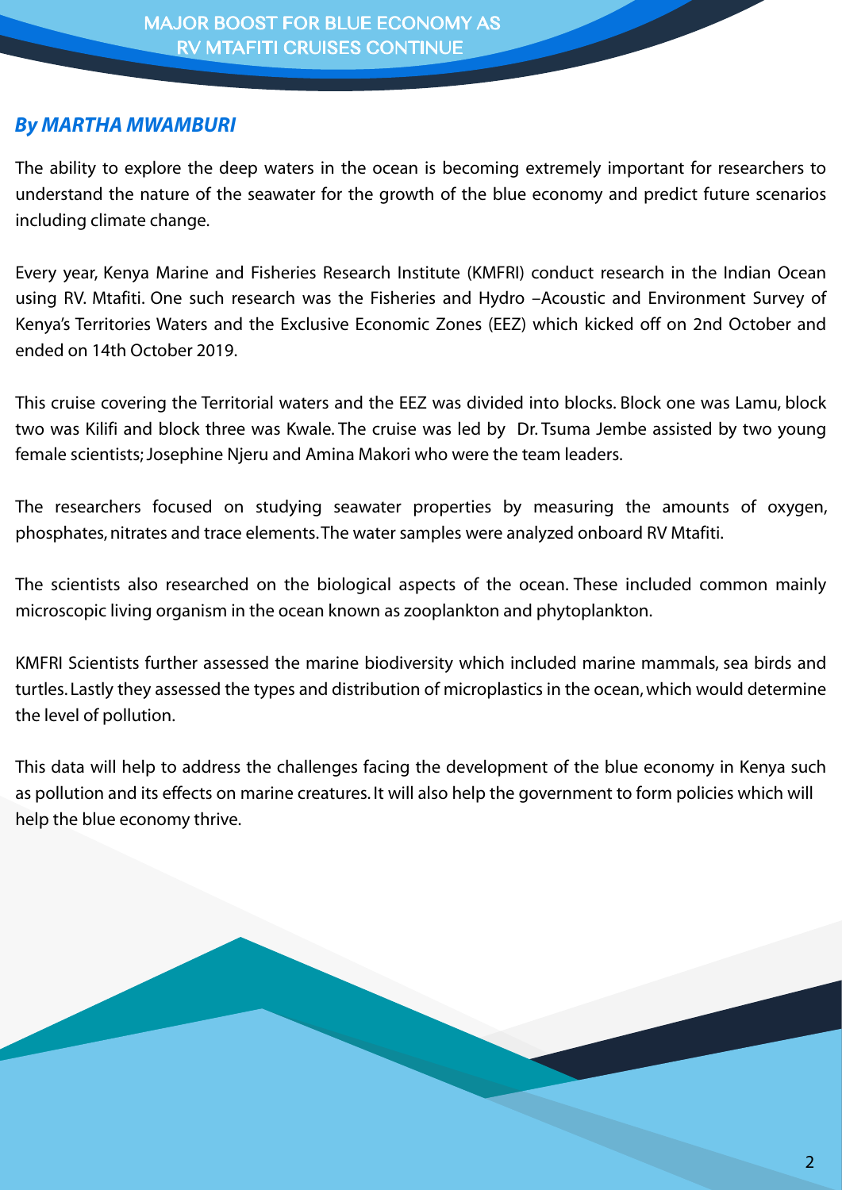# MAJOR BOOST FOR BLUE ECONOMY AS RV MTAFITI CRUISES CONTINUE

***By MARTHA MWAMBURI***

The ability to explore the deep waters in the ocean is becoming extremely important for researchers to understand the nature of the seawater for the growth of the blue economy and predict future scenarios including climate change.

Every year, Kenya Marine and Fisheries Research Institute (KMFRI) conduct research in the Indian Ocean using RV. Mtafiti. One such research was the Fisheries and Hydro –Acoustic and Environment Survey of Kenya's Territories Waters and the Exclusive Economic Zones (EEZ) which kicked off on 2nd October and ended on 14th October 2019.

This cruise covering the Territorial waters and the EEZ was divided into blocks. Block one was Lamu, block two was Kilifi and block three was Kwale. The cruise was led by Dr. Tsuma Jembe assisted by two young female scientists; Josephine Njeru and Amina Makori who were the team leaders.

The researchers focused on studying seawater properties by measuring the amounts of oxygen, phosphates, nitrates and trace elements. The water samples were analyzed onboard RV Mtafiti.

The scientists also researched on the biological aspects of the ocean. These included common mainly microscopic living organism in the ocean known as zooplankton and phytoplankton.

KMFRI Scientists further assessed the marine biodiversity which included marine mammals, sea birds and turtles. Lastly they assessed the types and distribution of microplastics in the ocean, which would determine the level of pollution.

This data will help to address the challenges facing the development of the blue economy in Kenya such as pollution and its effects on marine creatures. It will also help the government to form policies which will help the blue economy thrive.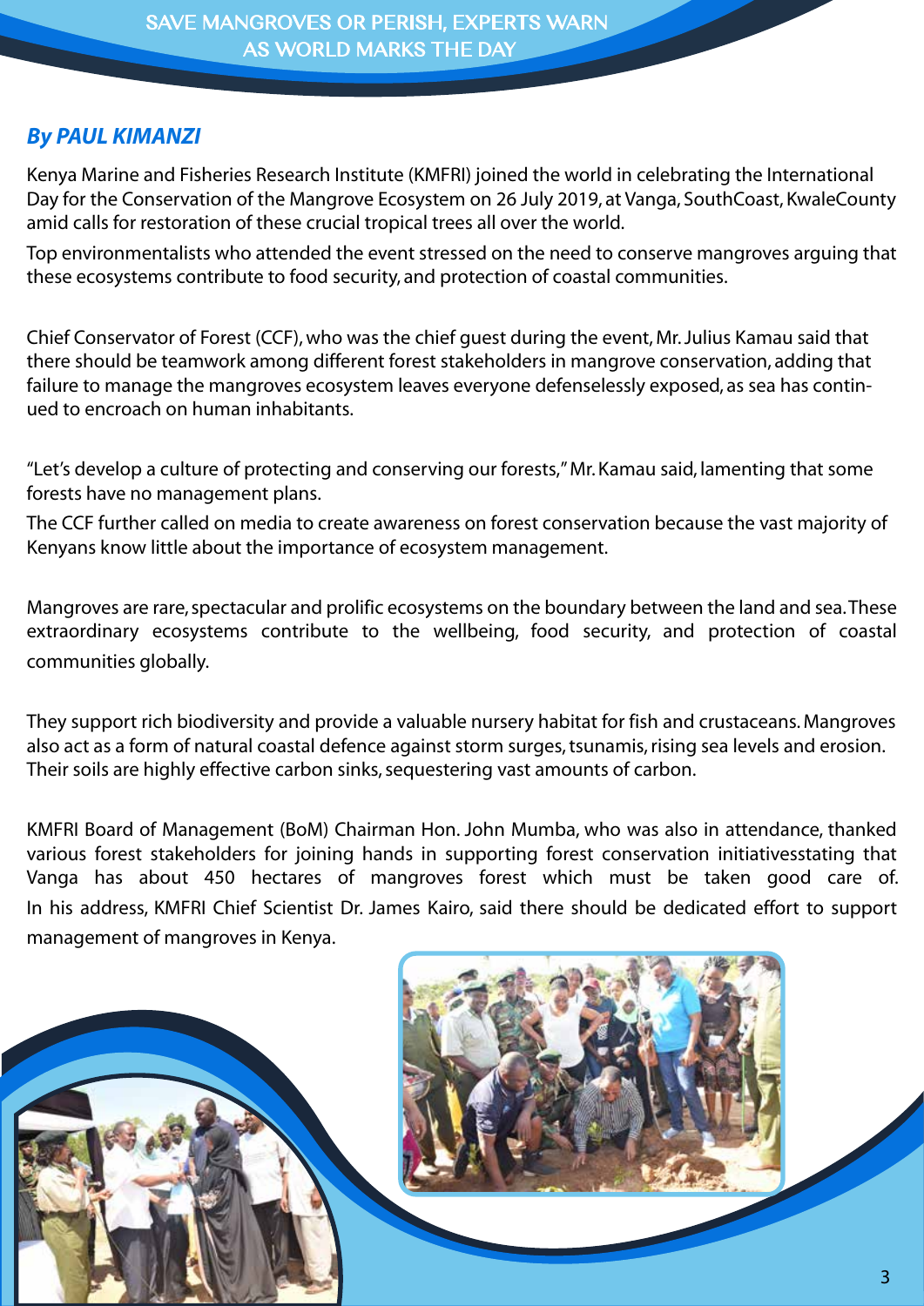# SAVE MANGROVES OR PERISH, EXPERTS WARN AS WORLD MARKS THE DAY

***By PAUL KIMANZI***

Kenya Marine and Fisheries Research Institute (KMFRI) joined the world in celebrating the International Day for the Conservation of the Mangrove Ecosystem on 26 July 2019, at Vanga, SouthCoast, KwaleCounty amid calls for restoration of these crucial tropical trees all over the world.

Top environmentalists who attended the event stressed on the need to conserve mangroves arguing that these ecosystems contribute to food security, and protection of coastal communities.

Chief Conservator of Forest (CCF), who was the chief guest during the event, Mr. Julius Kamau said that there should be teamwork among different forest stakeholders in mangrove conservation, adding that failure to manage the mangroves ecosystem leaves everyone defenselessly exposed, as sea has continued to encroach on human inhabitants.

"Let's develop a culture of protecting and conserving our forests," Mr. Kamau said, lamenting that some forests have no management plans.

The CCF further called on media to create awareness on forest conservation because the vast majority of Kenyans know little about the importance of ecosystem management.

Mangroves are rare, spectacular and prolific ecosystems on the boundary between the land and sea. These extraordinary ecosystems contribute to the wellbeing, food security, and protection of coastal communities globally.

They support rich biodiversity and provide a valuable nursery habitat for fish and crustaceans. Mangroves also act as a form of natural coastal defence against storm surges, tsunamis, rising sea levels and erosion. Their soils are highly effective carbon sinks, sequestering vast amounts of carbon.

KMFRI Board of Management (BoM) Chairman Hon. John Mumba, who was also in attendance, thanked various forest stakeholders for joining hands in supporting forest conservation initiativesstating that Vanga has about 450 hectares of mangroves forest which must be taken good care of.

In his address, KMFRI Chief Scientist Dr. James Kairo, said there should be dedicated effort to support management of mangroves in Kenya.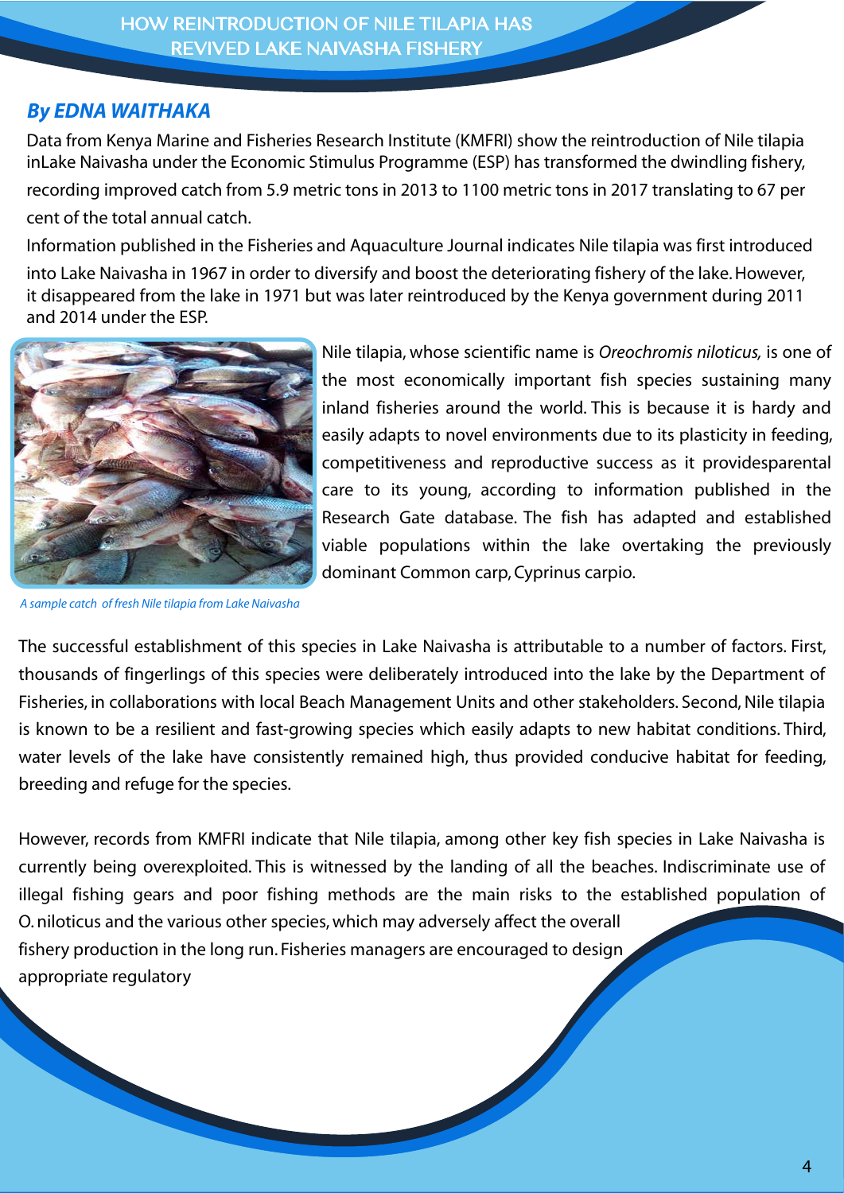# HOW REINTRODUCTION OF NILE TILAPIA HAS REVIVED LAKE NAIVASHA FISHERY

***By EDNA WAITHAKA***

Data from Kenya Marine and Fisheries Research Institute (KMFRI) show the reintroduction of Nile tilapia inLake Naivasha under the Economic Stimulus Programme (ESP) has transformed the dwindling fishery, recording improved catch from 5.9 metric tons in 2013 to 1100 metric tons in 2017 translating to 67 per cent of the total annual catch.

Information published in the Fisheries and Aquaculture Journal indicates Nile tilapia was first introduced into Lake Naivasha in 1967 in order to diversify and boost the deteriorating fishery of the lake. However, it disappeared from the lake in 1971 but was later reintroduced by the Kenya government during 2011 and 2014 under the ESP.

*A sample catch of fresh Nile tilapia from Lake Naivasha*

Nile tilapia, whose scientific name is *Oreochromis niloticus,* is one of the most economically important fish species sustaining many inland fisheries around the world. This is because it is hardy and easily adapts to novel environments due to its plasticity in feeding, competitiveness and reproductive success as it providesparental care to its young, according to information published in the Research Gate database. The fish has adapted and established viable populations within the lake overtaking the previously dominant Common carp, Cyprinus carpio.

The successful establishment of this species in Lake Naivasha is attributable to a number of factors. First, thousands of fingerlings of this species were deliberately introduced into the lake by the Department of Fisheries, in collaborations with local Beach Management Units and other stakeholders. Second, Nile tilapia is known to be a resilient and fast-growing species which easily adapts to new habitat conditions. Third, water levels of the lake have consistently remained high, thus provided conducive habitat for feeding, breeding and refuge for the species.

However, records from KMFRI indicate that Nile tilapia, among other key fish species in Lake Naivasha is currently being overexploited. This is witnessed by the landing of all the beaches. Indiscriminate use of illegal fishing gears and poor fishing methods are the main risks to the established population of O. niloticus and the various other species, which may adversely affect the overall fishery production in the long run. Fisheries managers are encouraged to design appropriate regulatory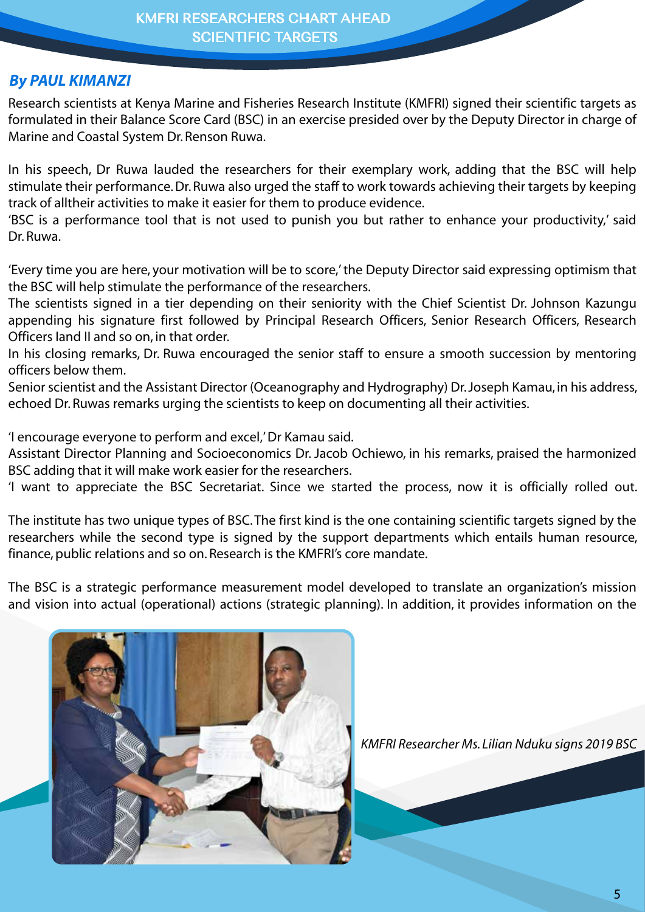# KMFRI RESEARCHERS CHART AHEAD SCIENTIFIC TARGETS

***By PAUL KIMANZI***

Research scientists at Kenya Marine and Fisheries Research Institute (KMFRI) signed their scientific targets as formulated in their Balance Score Card (BSC) in an exercise presided over by the Deputy Director in charge of Marine and Coastal System Dr. Renson Ruwa.

In his speech, Dr Ruwa lauded the researchers for their exemplary work, adding that the BSC will help stimulate their performance. Dr. Ruwa also urged the staff to work towards achieving their targets by keeping track of alltheir activities to make it easier for them to produce evidence.

'BSC is a performance tool that is not used to punish you but rather to enhance your productivity,' said Dr. Ruwa.

'Every time you are here, your motivation will be to score,' the Deputy Director said expressing optimism that the BSC will help stimulate the performance of the researchers.

The scientists signed in a tier depending on their seniority with the Chief Scientist Dr. Johnson Kazungu appending his signature first followed by Principal Research Officers, Senior Research Officers, Research Officers I and II and so on, in that order.

In his closing remarks, Dr. Ruwa encouraged the senior staff to ensure a smooth succession by mentoring officers below them.

Senior scientist and the Assistant Director (Oceanography and Hydrography) Dr. Joseph Kamau, in his address, echoed Dr. Ruwas remarks urging the scientists to keep on documenting all their activities.

'I encourage everyone to perform and excel,' Dr Kamau said.

Assistant Director Planning and Socioeconomics Dr. Jacob Ochiewo, in his remarks, praised the harmonized BSC adding that it will make work easier for the researchers.

'I want to appreciate the BSC Secretariat. Since we started the process, now it is officially rolled out.

The institute has two unique types of BSC. The first kind is the one containing scientific targets signed by the researchers while the second type is signed by the support departments which entails human resource, finance, public relations and so on. Research is the KMFRI's core mandate.

The BSC is a strategic performance measurement model developed to translate an organization's mission and vision into actual (operational) actions (strategic planning). In addition, it provides information on the

*KMFRI Researcher Ms. Lilian Nduku signs 2019 BSC*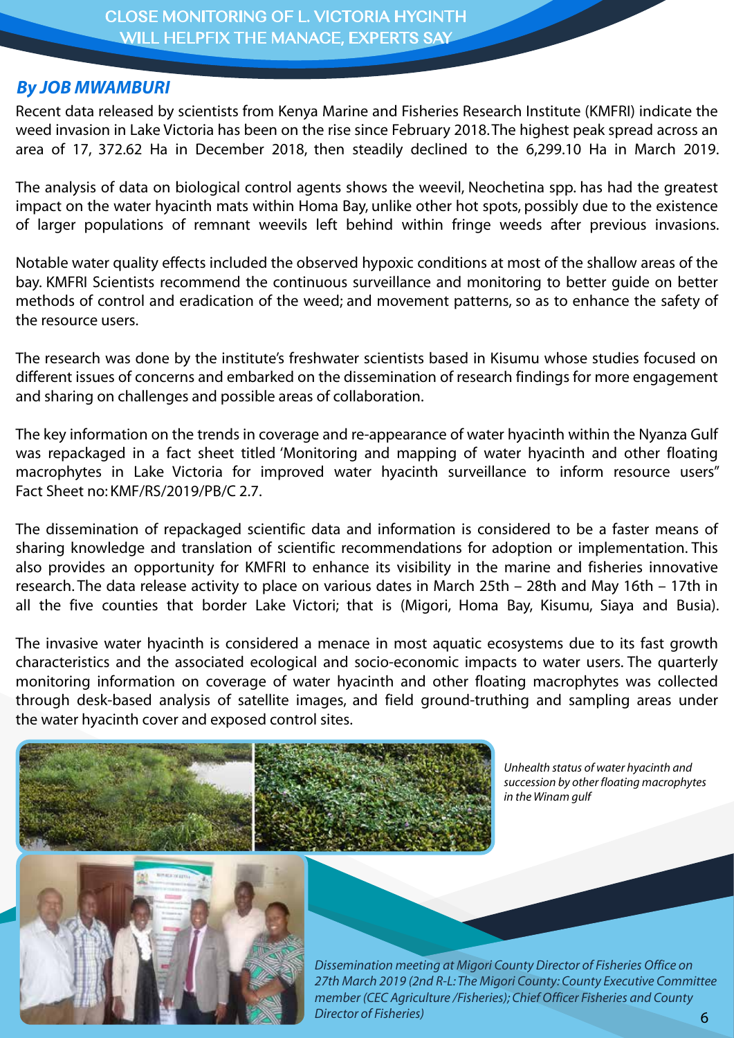# CLOSE MONITORING OF L. VICTORIA HYCINTH WILL HELPFIX THE MANACE, EXPERTS SAY

***By JOB MWAMBURI***

Recent data released by scientists from Kenya Marine and Fisheries Research Institute (KMFRI) indicate the weed invasion in Lake Victoria has been on the rise since February 2018. The highest peak spread across an area of 17, 372.62 Ha in December 2018, then steadily declined to the 6,299.10 Ha in March 2019.

The analysis of data on biological control agents shows the weevil, Neochetina spp. has had the greatest impact on the water hyacinth mats within Homa Bay, unlike other hot spots, possibly due to the existence of larger populations of remnant weevils left behind within fringe weeds after previous invasions.

Notable water quality effects included the observed hypoxic conditions at most of the shallow areas of the bay. KMFRI Scientists recommend the continuous surveillance and monitoring to better guide on better methods of control and eradication of the weed; and movement patterns, so as to enhance the safety of the resource users.

The research was done by the institute's freshwater scientists based in Kisumu whose studies focused on different issues of concerns and embarked on the dissemination of research findings for more engagement and sharing on challenges and possible areas of collaboration.

The key information on the trends in coverage and re-appearance of water hyacinth within the Nyanza Gulf was repackaged in a fact sheet titled 'Monitoring and mapping of water hyacinth and other floating macrophytes in Lake Victoria for improved water hyacinth surveillance to inform resource users" Fact Sheet no: KMF/RS/2019/PB/C 2.7.

The dissemination of repackaged scientific data and information is considered to be a faster means of sharing knowledge and translation of scientific recommendations for adoption or implementation. This also provides an opportunity for KMFRI to enhance its visibility in the marine and fisheries innovative research. The data release activity to place on various dates in March 25th – 28th and May 16th – 17th in all the five counties that border Lake Victori; that is (Migori, Homa Bay, Kisumu, Siaya and Busia).

The invasive water hyacinth is considered a menace in most aquatic ecosystems due to its fast growth characteristics and the associated ecological and socio-economic impacts to water users. The quarterly monitoring information on coverage of water hyacinth and other floating macrophytes was collected through desk-based analysis of satellite images, and field ground-truthing and sampling areas under the water hyacinth cover and exposed control sites.

*Unhealth status of water hyacinth and succession by other floating macrophytes in the Winam gulf*

*Dissemination meeting at Migori County Director of Fisheries Office on 27th March 2019 (2nd R-L: The Migori County: County Executive Committee member (CEC Agriculture /Fisheries); Chief Officer Fisheries and County Director of Fisheries)*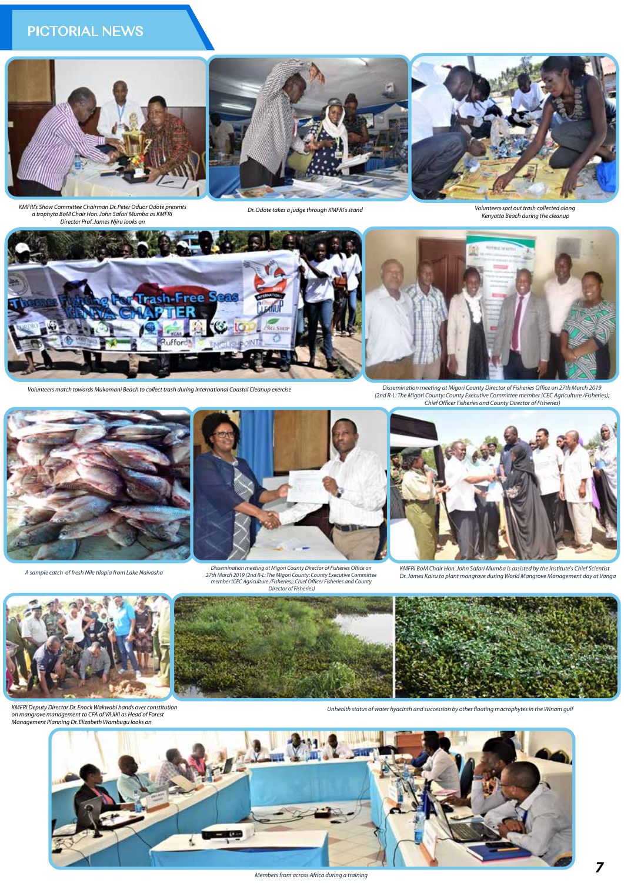# PICTORIAL NEWS

KMFRI's Show Committee Chairman Dr. Peter Oduor Odote presents a trophyto BoM Chair Hon. John Safari Mumba as KMFRI Director Prof. James Njiru looks on

Dr. Odote takes a judge through KMFRI's stand

Volunteers sort out trash collected along Kenyatta Beach during the cleanup

Volunteers match towards Mukomani Beach to collect trash during International Coastal Cleanup exercise

Dissemination meeting at Migori County Director of Fisheries Office on 27th March 2019 (2nd R-L: The Migori County: County Executive Committee member (CEC Agriculture /Fisheries); Chief Officer Fisheries and County Director of Fisheries)

A sample catch of fresh Nile tilapia from Lake Naivasha

Dissemination meeting at Migori County Director of Fisheries Office on 27th March 2019 (2nd R-L: The Migori County: County Executive Committee member (CEC Agriculture /Fisheries); Chief Officer Fisheries and County Director of Fisheries)

KMFRI BoM Chair Hon. John Safari Mumba is assisted by the Institute's Chief Scientist Dr. James Kairu to plant mangrove during World Mangrove Management day at Vanga

KMFRI Deputy Director Dr. Enock Wakwabi hands over constitution on mangrove management to CFA of VAJIKI as Head of Forest Management Planning Dr. Elizabeth Wambugu looks on

Unhealth status of water hyacinth and succession by other floating macrophytes in the Winam gulf

Members from across Africa during a training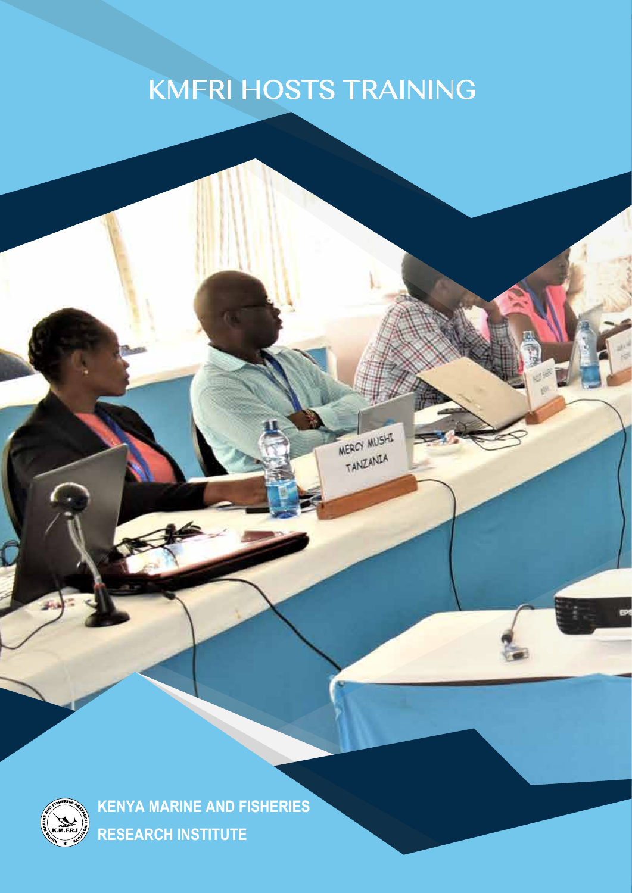# KMFRI HOSTS TRAINING

**KENYA MARINE AND FISHERIES RESEARCH INSTITUTE**